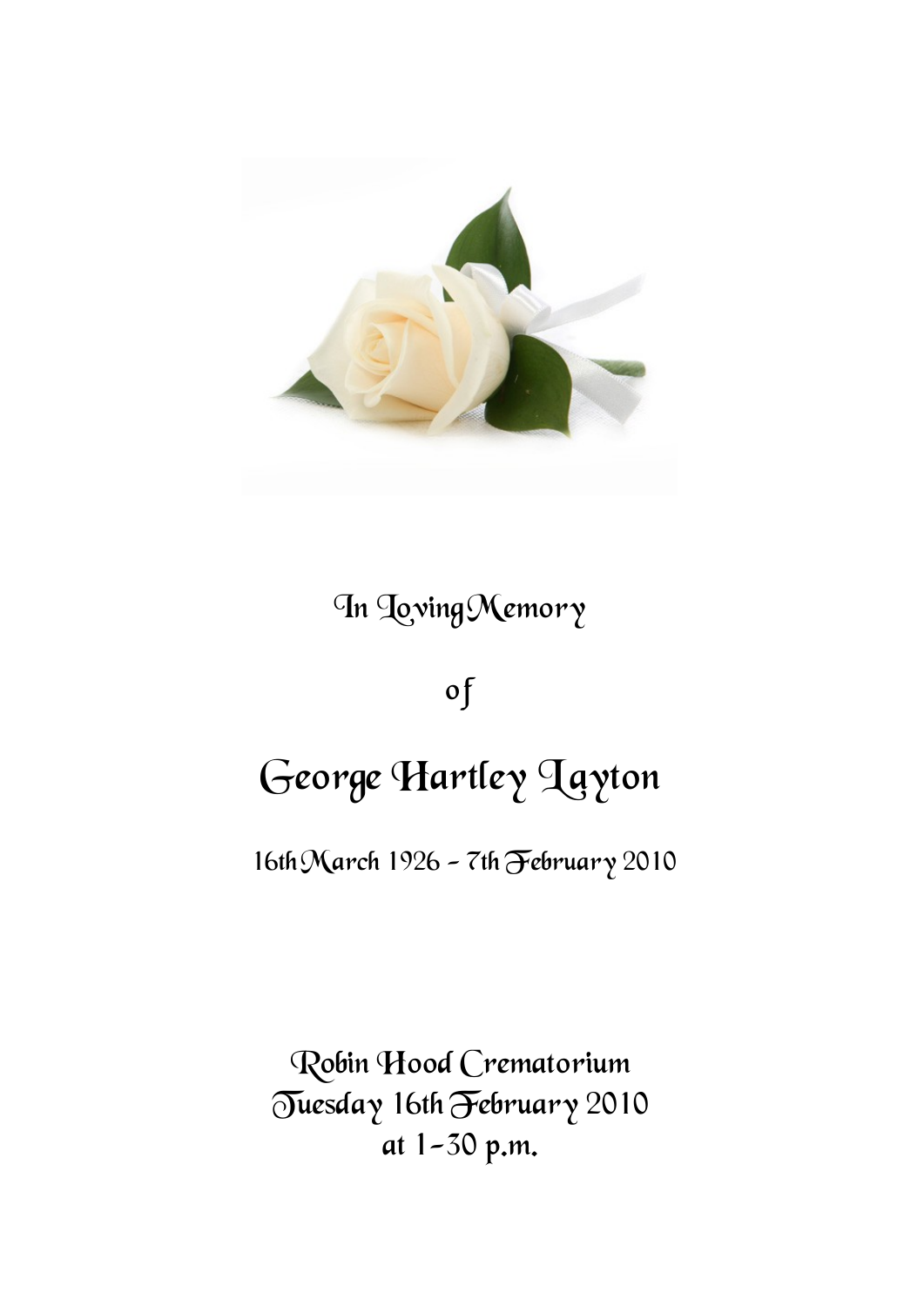In Loving Memory

of

# George Hartley Layton

16th March 1926 - 7th February 2010

Robin Hood Crematorium
Tuesday 16th February 2010
at 1-30 p.m.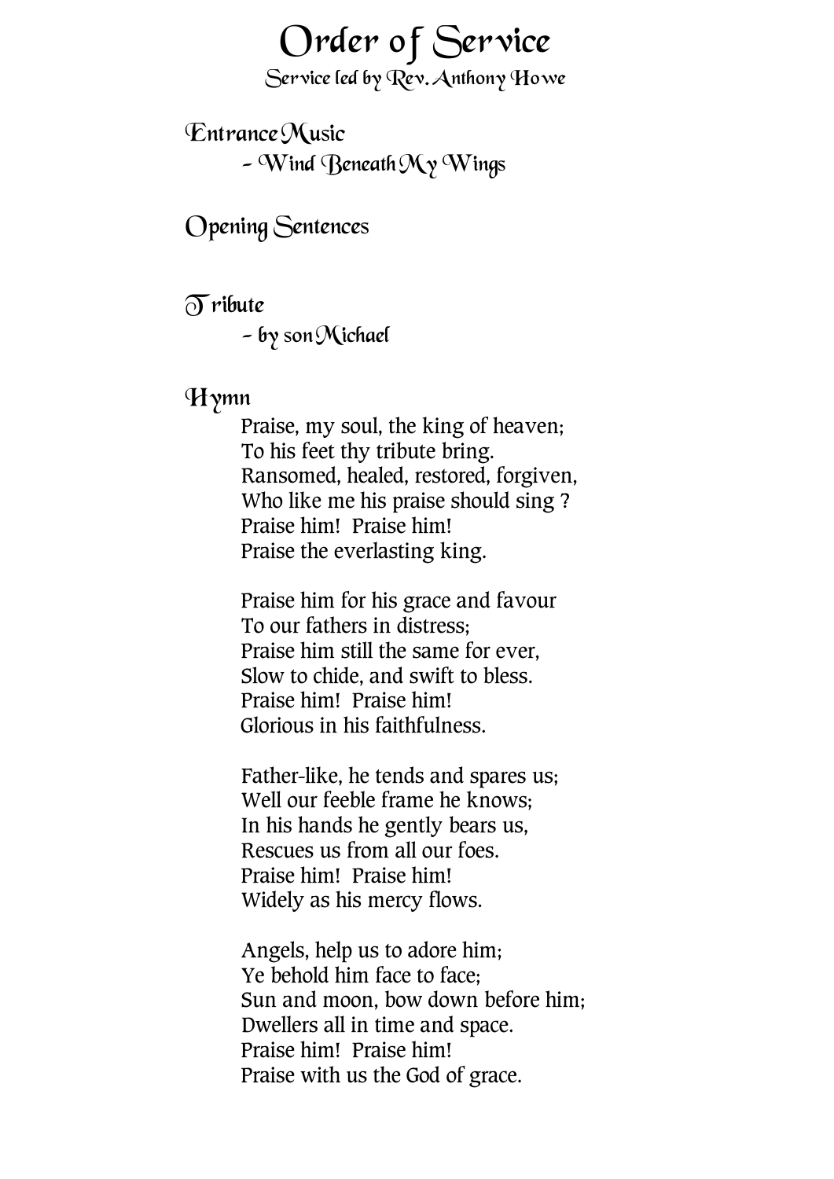# Order of Service

Service led by Rev. Anthony Howe

## Entrance Music

- Wind Beneath My Wings

## Opening Sentences

## Tribute

- by son Michael

## Hymn

Praise, my soul, the king of heaven;
To his feet thy tribute bring.
Ransomed, healed, restored, forgiven,
Who like me his praise should sing ?
Praise him! Praise him!
Praise the everlasting king.

Praise him for his grace and favour
To our fathers in distress;
Praise him still the same for ever,
Slow to chide, and swift to bless.
Praise him! Praise him!
Glorious in his faithfulness.

Father-like, he tends and spares us;
Well our feeble frame he knows;
In his hands he gently bears us,
Rescues us from all our foes.
Praise him! Praise him!
Widely as his mercy flows.

Angels, help us to adore him;
Ye behold him face to face;
Sun and moon, bow down before him;
Dwellers all in time and space.
Praise him! Praise him!
Praise with us the God of grace.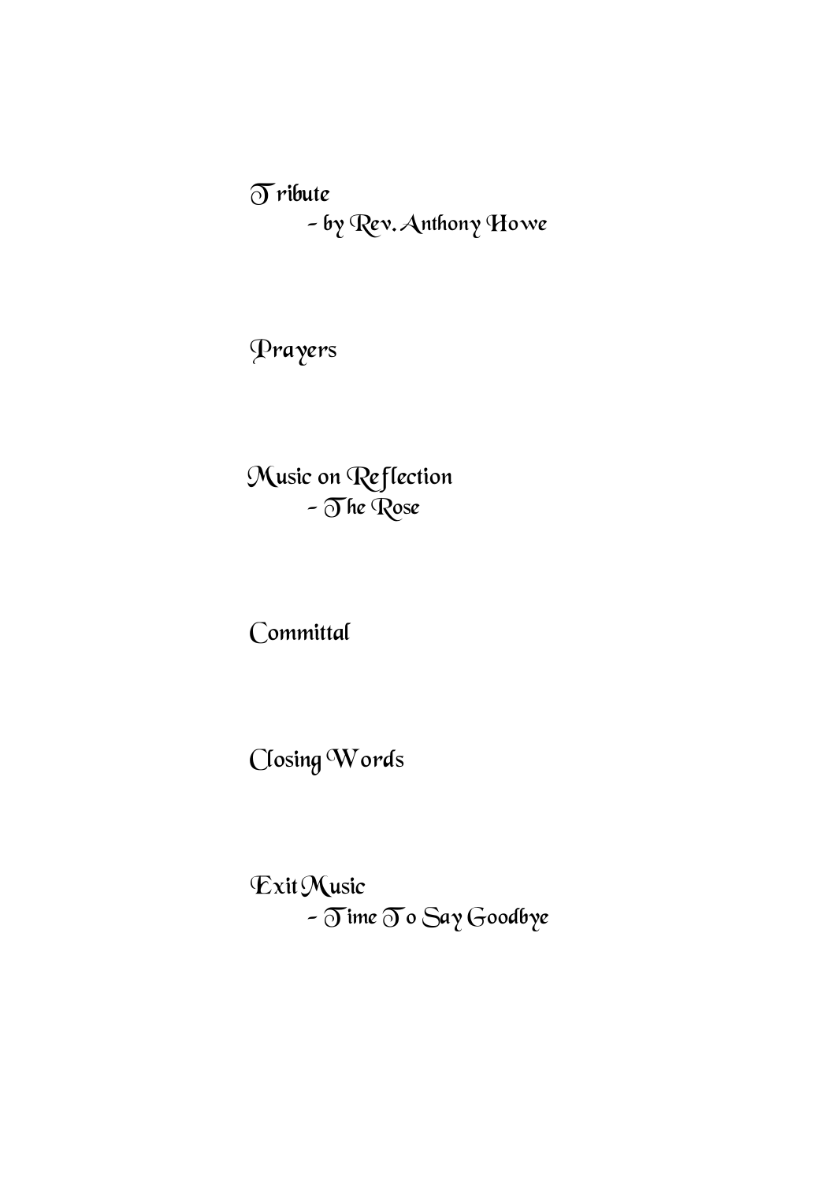Tribute

- by Rev. Anthony Howe

Prayers

Music on Reflection

- The Rose

Committal

Closing Words

Exit Music

- Time To Say Goodbye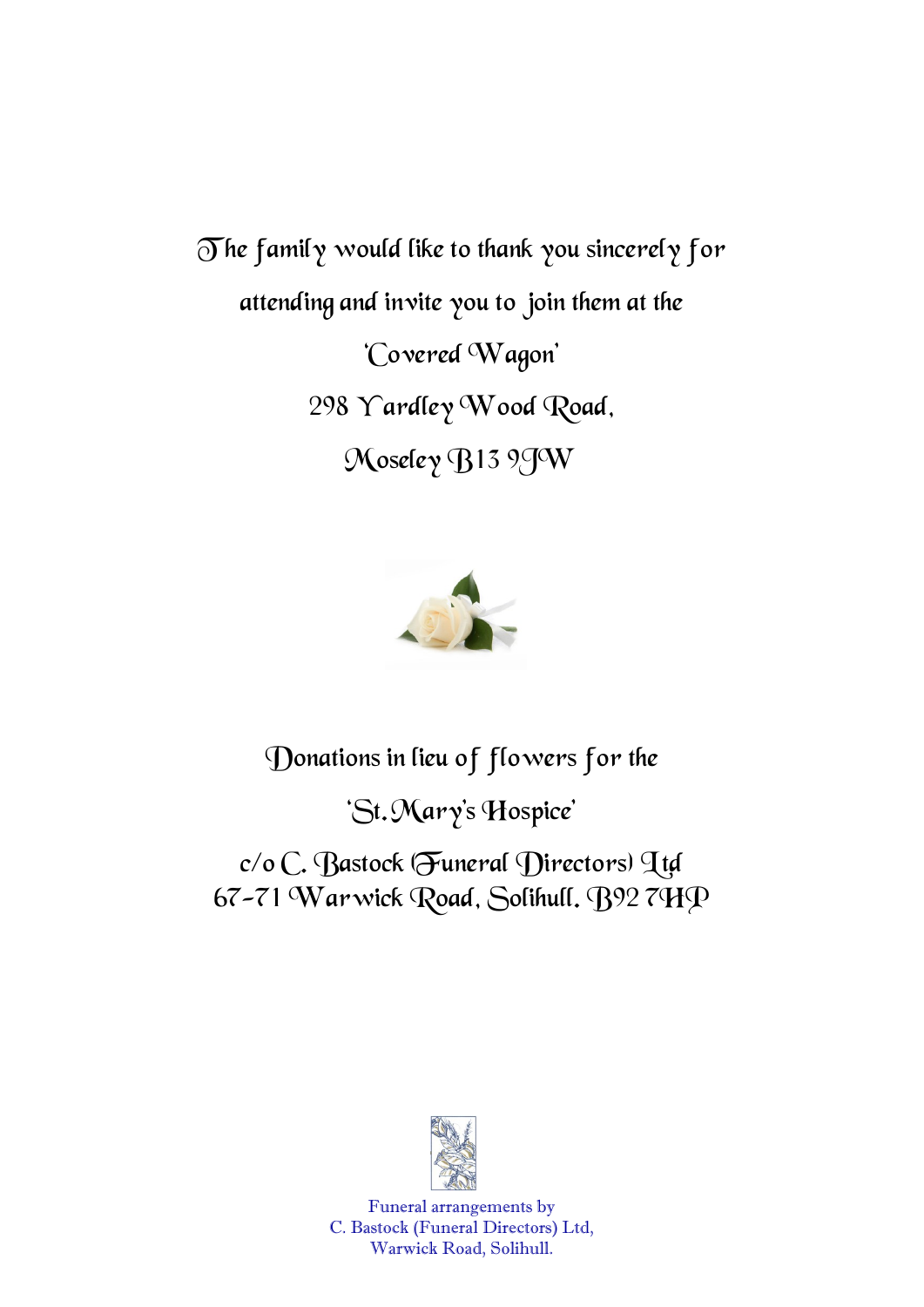The family would like to thank you sincerely for attending and invite you to join them at the

'Covered Wagon'

298 Yardley Wood Road,

Moseley B13 9JW

Donations in lieu of flowers for the

'St. Mary's Hospice'

c/o C. Bastock (Funeral Directors) Ltd
67-71 Warwick Road, Solihull. B92 7HP

Funeral arrangements by
C. Bastock (Funeral Directors) Ltd,
Warwick Road, Solihull.